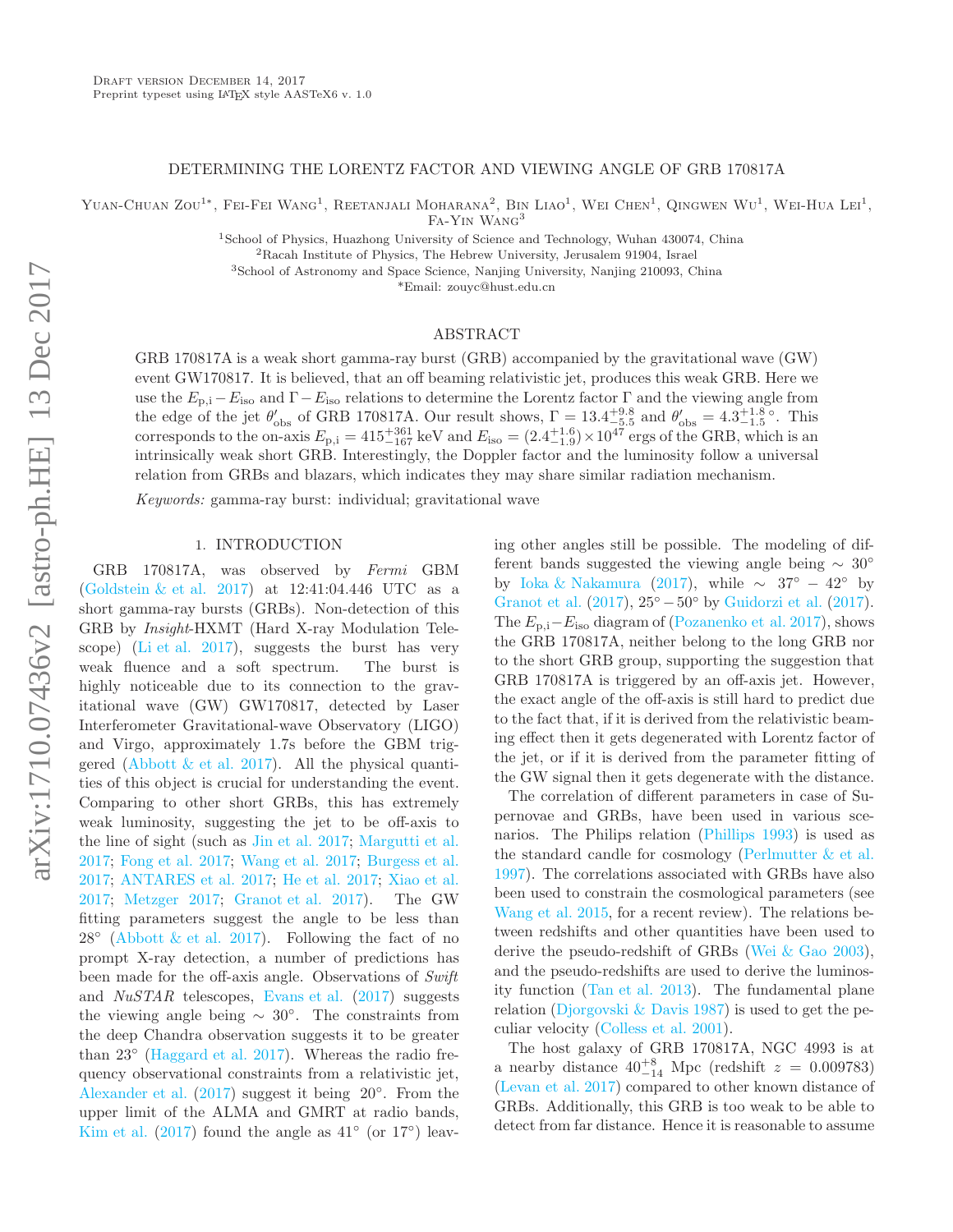Draft version December 14, 2017
Preprint typeset using LaTeX style AASTeX6 v. 1.0

# DETERMINING THE LORENTZ FACTOR AND VIEWING ANGLE OF GRB 170817A

Yuan-Chuan Zou[1*], Fei-Fei Wang[1], Reetanjali Moharana[2], Bin Liao[1], Wei Chen[1], Qingwen Wu[1], Wei-Hua Lei[1], Fa-Yin Wang[3]

[1]School of Physics, Huazhong University of Science and Technology, Wuhan 430074, China
[2]Racah Institute of Physics, The Hebrew University, Jerusalem 91904, Israel
[3]School of Astronomy and Space Science, Nanjing University, Nanjing 210093, China
*Email: zouyc@hust.edu.cn

## ABSTRACT

GRB 170817A is a weak short gamma-ray burst (GRB) accompanied by the gravitational wave (GW) event GW170817. It is believed, that an off beaming relativistic jet, produces this weak GRB. Here we use the $E_{\rm p,i} - E_{\rm iso}$ and $\Gamma - E_{\rm iso}$ relations to determine the Lorentz factor $\Gamma$ and the viewing angle from the edge of the jet $\theta'_{\rm obs}$ of GRB 170817A. Our result shows, $\Gamma = 13.4^{+9.8}_{-5.5}$ and $\theta'_{\rm obs} = 4.3^{+1.8}_{-1.5}{}^{\circ}$. This corresponds to the on-axis $E_{\rm p,i} = 415^{+361}_{-167}$ keV and $E_{\rm iso} = (2.4^{+1.6}_{-1.9}) \times 10^{47}$ ergs of the GRB, which is an intrinsically weak short GRB. Interestingly, the Doppler factor and the luminosity follow a universal relation from GRBs and blazars, which indicates they may share similar radiation mechanism.

*Keywords:* gamma-ray burst: individual; gravitational wave

## 1. INTRODUCTION

GRB 170817A, was observed by *Fermi* GBM (Goldstein & et al. 2017) at 12:41:04.446 UTC as a short gamma-ray bursts (GRBs). Non-detection of this GRB by *Insight*-HXMT (Hard X-ray Modulation Telescope) (Li et al. 2017), suggests the burst has very weak fluence and a soft spectrum. The burst is highly noticeable due to its connection to the gravitational wave (GW) GW170817, detected by Laser Interferometer Gravitational-wave Observatory (LIGO) and Virgo, approximately 1.7s before the GBM triggered (Abbott & et al. 2017). All the physical quantities of this object is crucial for understanding the event. Comparing to other short GRBs, this has extremely weak luminosity, suggesting the jet to be off-axis to the line of sight (such as Jin et al. 2017; Margutti et al. 2017; Fong et al. 2017; Wang et al. 2017; Burgess et al. 2017; ANTARES et al. 2017; He et al. 2017; Xiao et al. 2017; Metzger 2017; Granot et al. 2017). The GW fitting parameters suggest the angle to be less than 28° (Abbott & et al. 2017). Following the fact of no prompt X-ray detection, a number of predictions has been made for the off-axis angle. Observations of *Swift* and *NuSTAR* telescopes, Evans et al. (2017) suggests the viewing angle being $\sim 30°$. The constraints from the deep Chandra observation suggests it to be greater than 23° (Haggard et al. 2017). Whereas the radio frequency observational constraints from a relativistic jet, Alexander et al. (2017) suggest it being 20°. From the upper limit of the ALMA and GMRT at radio bands, Kim et al. (2017) found the angle as 41° (or 17°) leaving other angles still be possible. The modeling of different bands suggested the viewing angle being $\sim 30°$ by Ioka & Nakamura (2017), while $\sim 37° - 42°$ by Granot et al. (2017), $25° - 50°$ by Guidorzi et al. (2017). The $E_{\rm p,i}-E_{\rm iso}$ diagram of (Pozanenko et al. 2017), shows the GRB 170817A, neither belong to the long GRB nor to the short GRB group, supporting the suggestion that GRB 170817A is triggered by an off-axis jet. However, the exact angle of the off-axis is still hard to predict due to the fact that, if it is derived from the relativistic beaming effect then it gets degenerated with Lorentz factor of the jet, or if it is derived from the parameter fitting of the GW signal then it gets degenerate with the distance.

The correlation of different parameters in case of Supernovae and GRBs, have been used in various scenarios. The Philips relation (Phillips 1993) is used as the standard candle for cosmology (Perlmutter & et al. 1997). The correlations associated with GRBs have also been used to constrain the cosmological parameters (see Wang et al. 2015, for a recent review). The relations between redshifts and other quantities have been used to derive the pseudo-redshift of GRBs (Wei & Gao 2003), and the pseudo-redshifts are used to derive the luminosity function (Tan et al. 2013). The fundamental plane relation (Djorgovski & Davis 1987) is used to get the peculiar velocity (Colless et al. 2001).

The host galaxy of GRB 170817A, NGC 4993 is at a nearby distance $40^{+8}_{-14}$ Mpc (redshift $z = 0.009783$) (Levan et al. 2017) compared to other known distance of GRBs. Additionally, this GRB is too weak to be able to detect from far distance. Hence it is reasonable to assume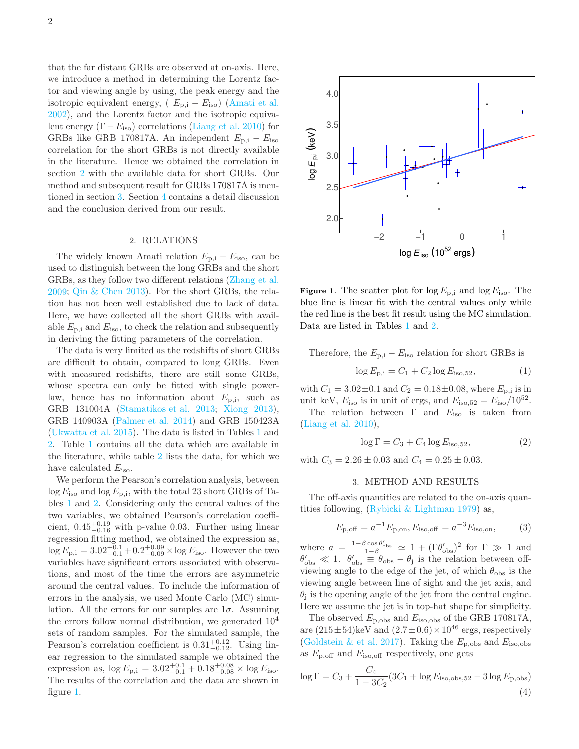that the far distant GRBs are observed at on-axis. Here, we introduce a method in determining the Lorentz factor and viewing angle by using, the peak energy and the isotropic equivalent energy, ( $E_{\rm p,i} - E_{\rm iso}$) (Amati et al. 2002), and the Lorentz factor and the isotropic equivalent energy ($\Gamma - E_{\rm iso}$) correlations (Liang et al. 2010) for GRBs like GRB 170817A. An independent $E_{\rm p,i} - E_{\rm iso}$ correlation for the short GRBs is not directly available in the literature. Hence we obtained the correlation in section 2 with the available data for short GRBs. Our method and subsequent result for GRBs 170817A is mentioned in section 3. Section 4 contains a detail discussion and the conclusion derived from our result.

## 2. RELATIONS

The widely known Amati relation $E_{\rm p,i} - E_{\rm iso}$, can be used to distinguish between the long GRBs and the short GRBs, as they follow two different relations (Zhang et al. 2009; Qin & Chen 2013). For the short GRBs, the relation has not been well established due to lack of data. Here, we have collected all the short GRBs with available $E_{\rm p,i}$ and $E_{\rm iso}$, to check the relation and subsequently in deriving the fitting parameters of the correlation.

The data is very limited as the redshifts of short GRBs are difficult to obtain, compared to long GRBs. Even with measured redshifts, there are still some GRBs, whose spectra can only be fitted with single power-law, hence has no information about $E_{\rm p,i}$, such as GRB 131004A (Stamatikos et al. 2013; Xiong 2013), GRB 140903A (Palmer et al. 2014) and GRB 150423A (Ukwatta et al. 2015). The data is listed in Tables 1 and 2. Table 1 contains all the data which are available in the literature, while table 2 lists the data, for which we have calculated $E_{\rm iso}$.

We perform the Pearson's correlation analysis, between $\log E_{\rm iso}$ and $\log E_{\rm p,i}$, with the total 23 short GRBs of Tables 1 and 2. Considering only the central values of the two variables, we obtained Pearson's correlation coefficient, $0.45^{+0.19}_{-0.16}$ with p-value 0.03. Further using linear regression fitting method, we obtained the expression as, $\log E_{\rm p,i} = 3.02^{+0.1}_{-0.1} + 0.2^{+0.09}_{-0.09} \times \log E_{\rm iso}$. However the two variables have significant errors associated with observations, and most of the time the errors are asymmetric around the central values. To include the information of errors in the analysis, we used Monte Carlo (MC) simulation. All the errors for our samples are $1\sigma$. Assuming the errors follow normal distribution, we generated $10^4$ sets of random samples. For the simulated sample, the Pearson's correlation coefficient is $0.31^{+0.12}_{-0.12}$. Using linear regression to the simulated sample we obtained the expression as, $\log E_{\rm p,i} = 3.02^{+0.1}_{-0.1} + 0.18^{+0.08}_{-0.08} \times \log E_{\rm iso}$. The results of the correlation and the data are shown in figure 1.

**Figure 1.** The scatter plot for $\log E_{\rm p,i}$ and $\log E_{\rm iso}$. The blue line is linear fit with the central values only while the red line is the best fit result using the MC simulation. Data are listed in Tables 1 and 2.

Therefore, the $E_{\rm p,i} - E_{\rm iso}$ relation for short GRBs is

$$\log E_{\rm p,i} = C_1 + C_2 \log E_{\rm iso,52}, \tag{1}$$

with $C_1 = 3.02 \pm 0.1$ and $C_2 = 0.18 \pm 0.08$, where $E_{\rm p,i}$ is in unit keV, $E_{\rm iso}$ is in unit of ergs, and $E_{\rm iso,52} = E_{\rm iso}/10^{52}$.

The relation between $\Gamma$ and $E_{\rm iso}$ is taken from (Liang et al. 2010),

$$\log \Gamma = C_3 + C_4 \log E_{\rm iso,52}, \tag{2}$$

with $C_3 = 2.26 \pm 0.03$ and $C_4 = 0.25 \pm 0.03$.

## 3. METHOD AND RESULTS

The off-axis quantities are related to the on-axis quantities following, (Rybicki & Lightman 1979) as,

$$E_{\rm p,off} = a^{-1} E_{\rm p,on}, E_{\rm iso,off} = a^{-3} E_{\rm iso,on}, \tag{3}$$

where $a = \frac{1-\beta\cos\theta'_{\rm obs}}{1-\beta} \simeq 1 + (\Gamma\theta'_{\rm obs})^2$ for $\Gamma \gg 1$ and $\theta'_{\rm obs} \ll 1$. $\theta'_{\rm obs} \equiv \theta_{\rm obs} - \theta_{\rm j}$ is the relation between off-viewing angle to the edge of the jet, of which $\theta_{\rm obs}$ is the viewing angle between line of sight and the jet axis, and $\theta_{\rm j}$ is the opening angle of the jet from the central engine. Here we assume the jet is in top-hat shape for simplicity.

The observed $E_{\rm p,obs}$ and $E_{\rm iso,obs}$ of the GRB 170817A, are $(215\pm54)$keV and $(2.7\pm0.6)\times10^{46}$ ergs, respectively (Goldstein & et al. 2017). Taking the $E_{\rm p,obs}$ and $E_{\rm iso,obs}$ as $E_{\rm p,off}$ and $E_{\rm iso,off}$ respectively, one gets

$$\log \Gamma = C_3 + \frac{C_4}{1-3C_2}(3C_1 + \log E_{\rm iso,obs,52} - 3\log E_{\rm p,obs}) \tag{4}$$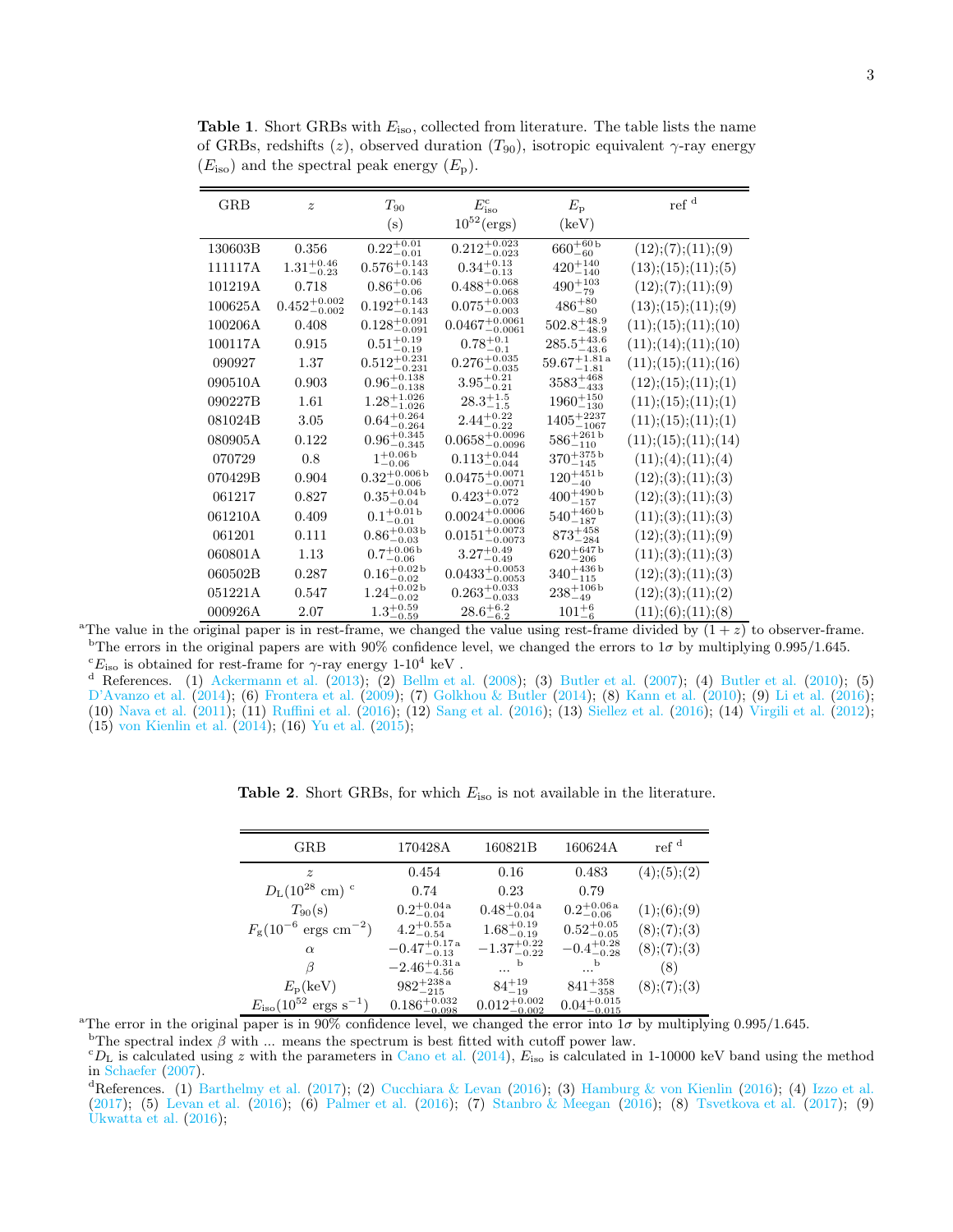**Table 1**. Short GRBs with $E_{\rm iso}$, collected from literature. The table lists the name of GRBs, redshifts ($z$), observed duration ($T_{90}$), isotropic equivalent $\gamma$-ray energy ($E_{\rm iso}$) and the spectral peak energy ($E_{\rm p}$).

| GRB | $z$ | $T_{90}$ (s) | $E_{\rm iso}^{\rm c}$ $10^{52}$(ergs) | $E_{\rm p}$ (keV) | ref [d] |
|---|---|---|---|---|---|
| 130603B | 0.356 | $0.22^{+0.01}_{-0.01}$ | $0.212^{+0.023}_{-0.023}$ | $660^{+60\,{\rm b}}_{-60}$ | (12);(7);(11);(9) |
| 111117A | $1.31^{+0.46}_{-0.23}$ | $0.576^{+0.143}_{-0.143}$ | $0.34^{+0.13}_{-0.13}$ | $420^{+140}_{-140}$ | (13);(15);(11);(5) |
| 101219A | 0.718 | $0.86^{+0.06}_{-0.06}$ | $0.488^{+0.068}_{-0.068}$ | $490^{+103}_{-79}$ | (12);(7);(11);(9) |
| 100625A | $0.452^{+0.002}_{-0.002}$ | $0.192^{+0.143}_{-0.143}$ | $0.075^{+0.003}_{-0.003}$ | $486^{+80}_{-80}$ | (13);(15);(11);(9) |
| 100206A | 0.408 | $0.128^{+0.091}_{-0.091}$ | $0.0467^{+0.0061}_{-0.0061}$ | $502.8^{+48.9}_{-48.9}$ | (11);(15);(11);(10) |
| 100117A | 0.915 | $0.51^{+0.19}_{-0.19}$ | $0.78^{+0.1}_{-0.1}$ | $285.5^{+43.6}_{-43.6}$ | (11);(14);(11);(10) |
| 090927 | 1.37 | $0.512^{+0.231}_{-0.231}$ | $0.276^{+0.035}_{-0.035}$ | $59.67^{+1.81\,{\rm a}}_{-1.81}$ | (11);(15);(11);(16) |
| 090510A | 0.903 | $0.96^{+0.138}_{-0.138}$ | $3.95^{+0.21}_{-0.21}$ | $3583^{+468}_{-433}$ | (12);(15);(11);(1) |
| 090227B | 1.61 | $1.28^{+1.026}_{-1.026}$ | $28.3^{+1.5}_{-1.5}$ | $1960^{+150}_{-130}$ | (11);(15);(11);(1) |
| 081024B | 3.05 | $0.64^{+0.264}_{-0.264}$ | $2.44^{+0.22}_{-0.22}$ | $1405^{+2237}_{-1067}$ | (11);(15);(11);(1) |
| 080905A | 0.122 | $0.96^{+0.345}_{-0.345}$ | $0.0658^{+0.0096}_{-0.0096}$ | $586^{+261\,{\rm b}}_{-110}$ | (11);(15);(11);(14) |
| 070729 | 0.8 | $1^{+0.06\,{\rm b}}_{-0.06}$ | $0.113^{+0.044}_{-0.044}$ | $370^{+375\,{\rm b}}_{-145}$ | (11);(4);(11);(4) |
| 070429B | 0.904 | $0.32^{+0.006\,{\rm b}}_{-0.006}$ | $0.0475^{+0.0071}_{-0.0071}$ | $120^{+451\,{\rm b}}_{-40}$ | (12);(3);(11);(3) |
| 061217 | 0.827 | $0.35^{+0.04\,{\rm b}}_{-0.04}$ | $0.423^{+0.072}_{-0.072}$ | $400^{+490\,{\rm b}}_{-157}$ | (12);(3);(11);(3) |
| 061210A | 0.409 | $0.1^{+0.01\,{\rm b}}_{-0.01}$ | $0.0024^{+0.0006}_{-0.0006}$ | $540^{+460\,{\rm b}}_{-187}$ | (11);(3);(11);(3) |
| 061201 | 0.111 | $0.86^{+0.03\,{\rm b}}_{-0.03}$ | $0.0151^{+0.0073}_{-0.0073}$ | $873^{+458}_{-284}$ | (12);(3);(11);(9) |
| 060801A | 1.13 | $0.7^{+0.06\,{\rm b}}_{-0.06}$ | $3.27^{+0.49}_{-0.49}$ | $620^{+647\,{\rm b}}_{-206}$ | (11);(3);(11);(3) |
| 060502B | 0.287 | $0.16^{+0.02\,{\rm b}}_{-0.02}$ | $0.0433^{+0.0053}_{-0.0053}$ | $340^{+436\,{\rm b}}_{-115}$ | (12);(3);(11);(3) |
| 051221A | 0.547 | $1.24^{+0.02\,{\rm b}}_{-0.02}$ | $0.263^{+0.033}_{-0.033}$ | $238^{+106\,{\rm b}}_{-49}$ | (12);(3);(11);(2) |
| 000926A | 2.07 | $1.3^{+0.59}_{-0.59}$ | $28.6^{+6.2}_{-6.2}$ | $101^{+6}_{-6}$ | (11);(6);(11);(8) |

[a]The value in the original paper is in rest-frame, we changed the value using rest-frame divided by $(1+z)$ to observer-frame.
[b]The errors in the original papers are with 90% confidence level, we changed the errors to $1\sigma$ by multiplying 0.995/1.645.
[c]$E_{\rm iso}$ is obtained for rest-frame for $\gamma$-ray energy 1-$10^4$ keV .
[d] References. (1) Ackermann et al. (2013); (2) Bellm et al. (2008); (3) Butler et al. (2007); (4) Butler et al. (2010); (5) D'Avanzo et al. (2014); (6) Frontera et al. (2009); (7) Golkhou & Butler (2014); (8) Kann et al. (2010); (9) Li et al. (2016); (10) Nava et al. (2011); (11) Ruffini et al. (2016); (12) Sang et al. (2016); (13) Siellez et al. (2016); (14) Virgili et al. (2012); (15) von Kienlin et al. (2014); (16) Yu et al. (2015);

**Table 2**. Short GRBs, for which $E_{\rm iso}$ is not available in the literature.

| GRB | 170428A | 160821B | 160624A | ref [d] |
|---|---|---|---|---|
| $z$ | 0.454 | 0.16 | 0.483 | (4);(5);(2) |
| $D_{\rm L}(10^{28}$ cm) [c] | 0.74 | 0.23 | 0.79 | |
| $T_{90}$(s) | $0.2^{+0.04\,{\rm a}}_{-0.04}$ | $0.48^{+0.04\,{\rm a}}_{-0.04}$ | $0.2^{+0.06\,{\rm a}}_{-0.06}$ | (1);(6);(9) |
| $F_{\rm g}(10^{-6}$ ergs cm$^{-2}$) | $4.2^{+0.55\,{\rm a}}_{-0.54}$ | $1.68^{+0.19}_{-0.19}$ | $0.52^{+0.05}_{-0.05}$ | (8);(7);(3) |
| $\alpha$ | $-0.47^{+0.17\,{\rm a}}_{-0.13}$ | $-1.37^{+0.22}_{-0.22}$ | $-0.4^{+0.28}_{-0.28}$ | (8);(7);(3) |
| $\beta$ | $-2.46^{+0.31\,{\rm a}}_{-4.56}$ | ... [b] | ... [b] | (8) |
| $E_{\rm p}$(keV) | $982^{+238\,{\rm a}}_{-215}$ | $84^{+19}_{-19}$ | $841^{+358}_{-358}$ | (8);(7);(3) |
| $E_{\rm iso}(10^{52}$ ergs s$^{-1}$) | $0.186^{+0.032}_{-0.098}$ | $0.012^{+0.002}_{-0.002}$ | $0.04^{+0.015}_{-0.015}$ | |

[a]The error in the original paper is in 90% confidence level, we changed the error into $1\sigma$ by multiplying 0.995/1.645.
[b]The spectral index $\beta$ with ... means the spectrum is best fitted with cutoff power law.
[c]$D_{\rm L}$ is calculated using $z$ with the parameters in Cano et al. (2014), $E_{\rm iso}$ is calculated in 1-10000 keV band using the method in Schaefer (2007).
[d]References. (1) Barthelmy et al. (2017); (2) Cucchiara & Levan (2016); (3) Hamburg & von Kienlin (2016); (4) Izzo et al. (2017); (5) Levan et al. (2016); (6) Palmer et al. (2016); (7) Stanbro & Meegan (2016); (8) Tsvetkova et al. (2017); (9) Ukwatta et al. (2016);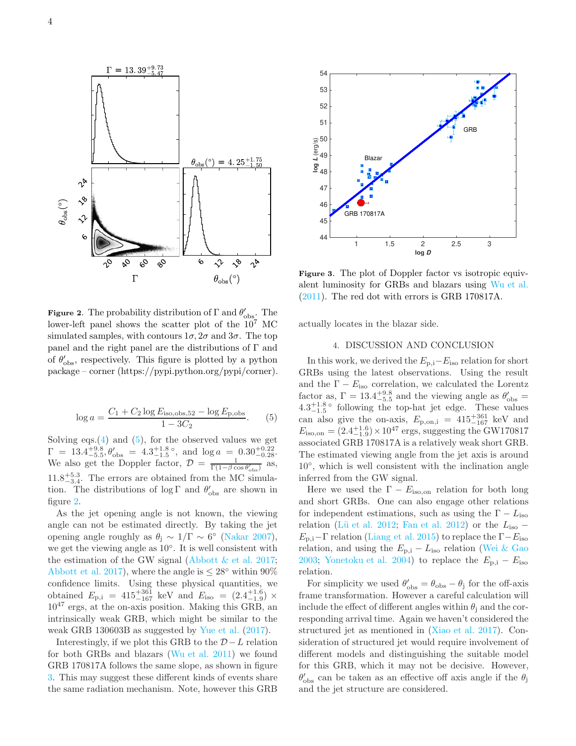**Figure 2.** The probability distribution of $\Gamma$ and $\theta'_{\rm obs}$. The lower-left panel shows the scatter plot of the $10^7$ MC simulated samples, with contours $1\sigma, 2\sigma$ and $3\sigma$. The top panel and the right panel are the distributions of $\Gamma$ and of $\theta'_{\rm obs}$, respectively. This figure is plotted by a python package – corner (https://pypi.python.org/pypi/corner).

$$\log a = \frac{C_1 + C_2 \log E_{\rm iso,obs,52} - \log E_{\rm p,obs}}{1 - 3C_2}. \quad (5)$$

Solving eqs.(4) and (5), for the observed values we get $\Gamma = 13.4^{+9.8}_{-5.5}, \theta'_{\rm obs} = 4.3^{+1.8}_{-1.5}{}^\circ$, and $\log a = 0.30^{+0.22}_{-0.28}$. We also get the Doppler factor, $\mathcal{D} = \frac{1}{\Gamma(1-\beta\cos\theta'_{\rm obs})}$ as, $11.8^{+5.3}_{-3.4}$. The errors are obtained from the MC simulation. The distributions of $\log\Gamma$ and $\theta'_{\rm obs}$ are shown in figure 2.

As the jet opening angle is not known, the viewing angle can not be estimated directly. By taking the jet opening angle roughly as $\theta_{\rm j} \sim 1/\Gamma \sim 6^\circ$ (Nakar 2007), we get the viewing angle as $10^\circ$. It is well consistent with the estimation of the GW signal (Abbott & et al. 2017; Abbott et al. 2017), where the angle is $\leq 28^\circ$ within 90% confidence limits. Using these physical quantities, we obtained $E_{\rm p,i} = 415^{+361}_{-167}$ keV and $E_{\rm iso} = (2.4^{+1.6}_{-1.9}) \times 10^{47}$ ergs, at the on-axis position. Making this GRB, an intrinsically weak GRB, which might be similar to the weak GRB 130603B as suggested by Yue et al. (2017).

Interestingly, if we plot this GRB to the $\mathcal{D}-L$ relation for both GRBs and blazars (Wu et al. 2011) we found GRB 170817A follows the same slope, as shown in figure 3. This may suggest these different kinds of events share the same radiation mechanism. Note, however this GRB actually locates in the blazar side.

**Figure 3.** The plot of Doppler factor vs isotropic equivalent luminosity for GRBs and blazars using Wu et al. (2011). The red dot with errors is GRB 170817A.

## 4. DISCUSSION AND CONCLUSION

In this work, we derived the $E_{\rm p,i}-E_{\rm iso}$ relation for short GRBs using the latest observations. Using the result and the $\Gamma - E_{\rm iso}$ correlation, we calculated the Lorentz factor as, $\Gamma = 13.4^{+9.8}_{-5.5}$ and the viewing angle as $\theta'_{\rm obs} = 4.3^{+1.8}_{-1.5}{}^\circ$ following the top-hat jet edge. These values can also give the on-axis, $E_{\rm p,on,i} = 415^{+361}_{-167}$ keV and $E_{\rm iso,on} = (2.4^{+1.6}_{-1.9}) \times 10^{47}$ ergs, suggesting the GW170817 associated GRB 170817A is a relatively weak short GRB. The estimated viewing angle from the jet axis is around $10^\circ$, which is well consistent with the inclination angle inferred from the GW signal.

Here we used the $\Gamma - E_{\rm iso,on}$ relation for both long and short GRBs. One can also engage other relations for independent estimations, such as using the $\Gamma - L_{\rm iso}$ relation (Lü et al. 2012; Fan et al. 2012) or the $L_{\rm iso} - E_{\rm p,i}-\Gamma$ relation (Liang et al. 2015) to replace the $\Gamma - E_{\rm iso}$ relation, and using the $E_{\rm p,i} - L_{\rm iso}$ relation (Wei & Gao 2003; Yonetoku et al. 2004) to replace the $E_{\rm p,i} - E_{\rm iso}$ relation.

For simplicity we used $\theta'_{\rm obs} = \theta_{\rm obs} - \theta_{\rm j}$ for the off-axis frame transformation. However a careful calculation will include the effect of different angles within $\theta_{\rm j}$ and the corresponding arrival time. Again we haven't considered the structured jet as mentioned in (Xiao et al. 2017). Consideration of structured jet would require involvement of different models and distinguishing the suitable model for this GRB, which it may not be decisive. However, $\theta'_{\rm obs}$ can be taken as an effective off axis angle if the $\theta_{\rm j}$ and the jet structure are considered.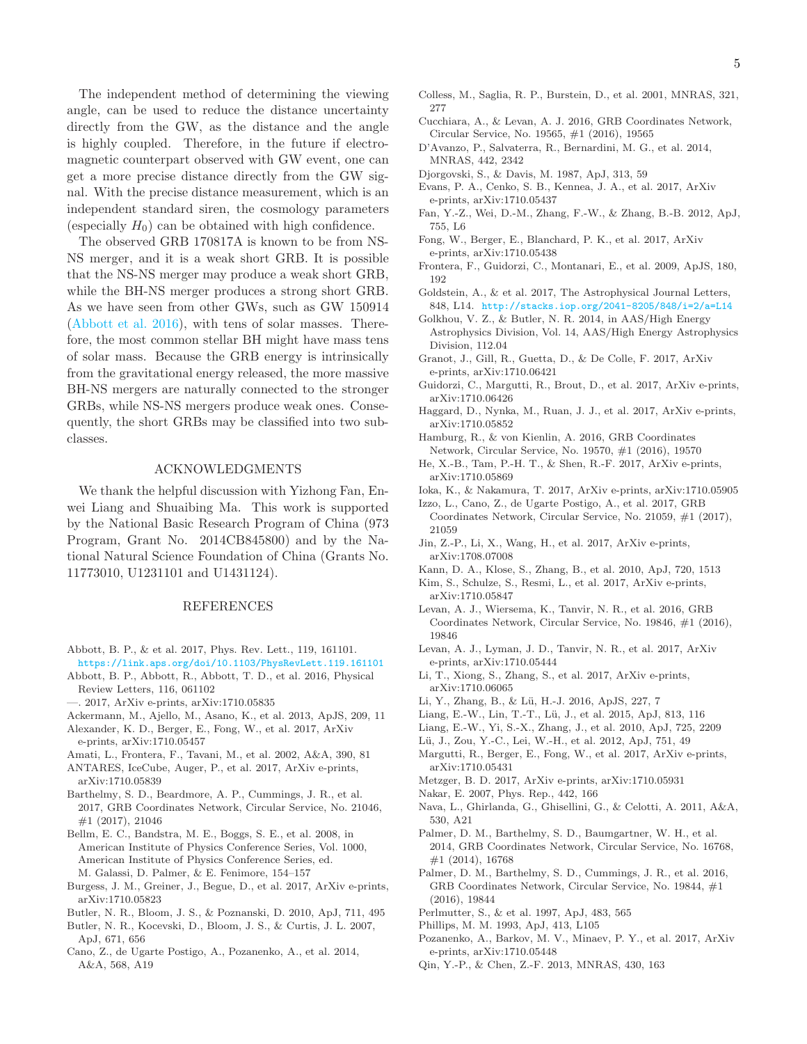The independent method of determining the viewing angle, can be used to reduce the distance uncertainty directly from the GW, as the distance and the angle is highly coupled. Therefore, in the future if electromagnetic counterpart observed with GW event, one can get a more precise distance directly from the GW signal. With the precise distance measurement, which is an independent standard siren, the cosmology parameters (especially $H_0$) can be obtained with high confidence.

The observed GRB 170817A is known to be from NS-NS merger, and it is a weak short GRB. It is possible that the NS-NS merger may produce a weak short GRB, while the BH-NS merger produces a strong short GRB. As we have seen from other GWs, such as GW 150914 (Abbott et al. 2016), with tens of solar masses. Therefore, the most common stellar BH might have mass tens of solar mass. Because the GRB energy is intrinsically from the gravitational energy released, the more massive BH-NS mergers are naturally connected to the stronger GRBs, while NS-NS mergers produce weak ones. Consequently, the short GRBs may be classified into two subclasses.

## ACKNOWLEDGMENTS

We thank the helpful discussion with Yizhong Fan, Enwei Liang and Shuaibing Ma. This work is supported by the National Basic Research Program of China (973 Program, Grant No. 2014CB845800) and by the National Natural Science Foundation of China (Grants No. 11773010, U1231101 and U1431124).

## REFERENCES

Abbott, B. P., & et al. 2017, Phys. Rev. Lett., 119, 161101. https://link.aps.org/doi/10.1103/PhysRevLett.119.161101

Abbott, B. P., Abbott, R., Abbott, T. D., et al. 2016, Physical Review Letters, 116, 061102

—. 2017, ArXiv e-prints, arXiv:1710.05835

Ackermann, M., Ajello, M., Asano, K., et al. 2013, ApJS, 209, 11

Alexander, K. D., Berger, E., Fong, W., et al. 2017, ArXiv e-prints, arXiv:1710.05457

Amati, L., Frontera, F., Tavani, M., et al. 2002, A&A, 390, 81

ANTARES, IceCube, Auger, P., et al. 2017, ArXiv e-prints, arXiv:1710.05839

Barthelmy, S. D., Beardmore, A. P., Cummings, J. R., et al. 2017, GRB Coordinates Network, Circular Service, No. 21046, #1 (2017), 21046

Bellm, E. C., Bandstra, M. E., Boggs, S. E., et al. 2008, in American Institute of Physics Conference Series, Vol. 1000, American Institute of Physics Conference Series, ed. M. Galassi, D. Palmer, & E. Fenimore, 154–157

Burgess, J. M., Greiner, J., Begue, D., et al. 2017, ArXiv e-prints, arXiv:1710.05823

Butler, N. R., Bloom, J. S., & Poznanski, D. 2010, ApJ, 711, 495

Butler, N. R., Kocevski, D., Bloom, J. S., & Curtis, J. L. 2007, ApJ, 671, 656

Cano, Z., de Ugarte Postigo, A., Pozanenko, A., et al. 2014, A&A, 568, A19

Colless, M., Saglia, R. P., Burstein, D., et al. 2001, MNRAS, 321, 277

Cucchiara, A., & Levan, A. J. 2016, GRB Coordinates Network, Circular Service, No. 19565, #1 (2016), 19565

D'Avanzo, P., Salvaterra, R., Bernardini, M. G., et al. 2014, MNRAS, 442, 2342

Djorgovski, S., & Davis, M. 1987, ApJ, 313, 59

Evans, P. A., Cenko, S. B., Kennea, J. A., et al. 2017, ArXiv e-prints, arXiv:1710.05437

Fan, Y.-Z., Wei, D.-M., Zhang, F.-W., & Zhang, B.-B. 2012, ApJ, 755, L6

Fong, W., Berger, E., Blanchard, P. K., et al. 2017, ArXiv e-prints, arXiv:1710.05438

Frontera, F., Guidorzi, C., Montanari, E., et al. 2009, ApJS, 180, 192

Goldstein, A., & et al. 2017, The Astrophysical Journal Letters, 848, L14. http://stacks.iop.org/2041-8205/848/i=2/a=L14

Golkhou, V. Z., & Butler, N. R. 2014, in AAS/High Energy Astrophysics Division, Vol. 14, AAS/High Energy Astrophysics Division, 112.04

Granot, J., Gill, R., Guetta, D., & De Colle, F. 2017, ArXiv e-prints, arXiv:1710.06421

Guidorzi, C., Margutti, R., Brout, D., et al. 2017, ArXiv e-prints, arXiv:1710.06426

Haggard, D., Nynka, M., Ruan, J. J., et al. 2017, ArXiv e-prints, arXiv:1710.05852

Hamburg, R., & von Kienlin, A. 2016, GRB Coordinates Network, Circular Service, No. 19570, #1 (2016), 19570

He, X.-B., Tam, P.-H. T., & Shen, R.-F. 2017, ArXiv e-prints, arXiv:1710.05869

Ioka, K., & Nakamura, T. 2017, ArXiv e-prints, arXiv:1710.05905

Izzo, L., Cano, Z., de Ugarte Postigo, A., et al. 2017, GRB Coordinates Network, Circular Service, No. 21059, #1 (2017), 21059

Jin, Z.-P., Li, X., Wang, H., et al. 2017, ArXiv e-prints, arXiv:1708.07008

Kann, D. A., Klose, S., Zhang, B., et al. 2010, ApJ, 720, 1513

Kim, S., Schulze, S., Resmi, L., et al. 2017, ArXiv e-prints, arXiv:1710.05847

Levan, A. J., Wiersema, K., Tanvir, N. R., et al. 2016, GRB Coordinates Network, Circular Service, No. 19846, #1 (2016), 19846

Levan, A. J., Lyman, J. D., Tanvir, N. R., et al. 2017, ArXiv e-prints, arXiv:1710.05444

Li, T., Xiong, S., Zhang, S., et al. 2017, ArXiv e-prints, arXiv:1710.06065

Li, Y., Zhang, B., & Lü, H.-J. 2016, ApJS, 227, 7

Liang, E.-W., Lin, T.-T., Lü, J., et al. 2015, ApJ, 813, 116

Liang, E.-W., Yi, S.-X., Zhang, J., et al. 2010, ApJ, 725, 2209

Lü, J., Zou, Y.-C., Lei, W.-H., et al. 2012, ApJ, 751, 49

Margutti, R., Berger, E., Fong, W., et al. 2017, ArXiv e-prints, arXiv:1710.05431

Metzger, B. D. 2017, ArXiv e-prints, arXiv:1710.05931

Nakar, E. 2007, Phys. Rep., 442, 166

Nava, L., Ghirlanda, G., Ghisellini, G., & Celotti, A. 2011, A&A, 530, A21

Palmer, D. M., Barthelmy, S. D., Baumgartner, W. H., et al. 2014, GRB Coordinates Network, Circular Service, No. 16768, #1 (2014), 16768

Palmer, D. M., Barthelmy, S. D., Cummings, J. R., et al. 2016, GRB Coordinates Network, Circular Service, No. 19844, #1 (2016), 19844

Perlmutter, S., & et al. 1997, ApJ, 483, 565

Phillips, M. M. 1993, ApJ, 413, L105

Pozanenko, A., Barkov, M. V., Minaev, P. Y., et al. 2017, ArXiv e-prints, arXiv:1710.05448

Qin, Y.-P., & Chen, Z.-F. 2013, MNRAS, 430, 163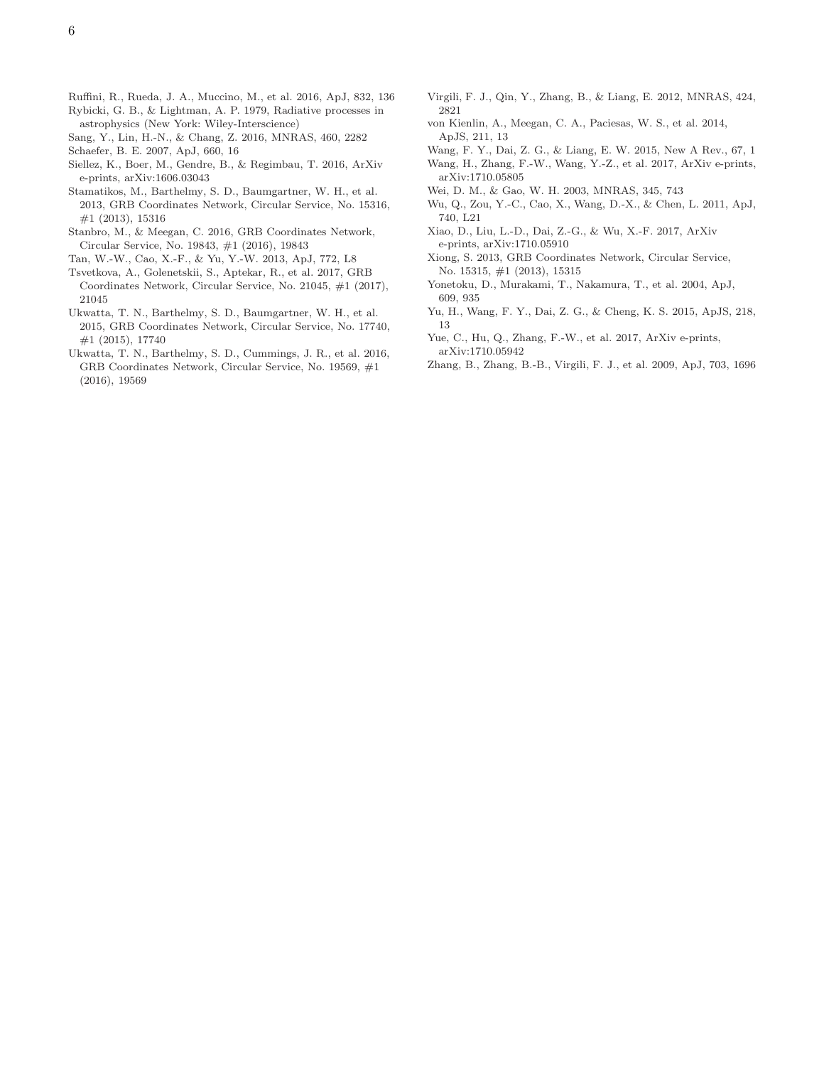Ruffini, R., Rueda, J. A., Muccino, M., et al. 2016, ApJ, 832, 136

Rybicki, G. B., & Lightman, A. P. 1979, Radiative processes in astrophysics (New York: Wiley-Interscience)

Sang, Y., Lin, H.-N., & Chang, Z. 2016, MNRAS, 460, 2282

Schaefer, B. E. 2007, ApJ, 660, 16

Siellez, K., Boer, M., Gendre, B., & Regimbau, T. 2016, ArXiv e-prints, arXiv:1606.03043

Stamatikos, M., Barthelmy, S. D., Baumgartner, W. H., et al. 2013, GRB Coordinates Network, Circular Service, No. 15316, #1 (2013), 15316

Stanbro, M., & Meegan, C. 2016, GRB Coordinates Network, Circular Service, No. 19843, #1 (2016), 19843

Tan, W.-W., Cao, X.-F., & Yu, Y.-W. 2013, ApJ, 772, L8

Tsvetkova, A., Golenetskii, S., Aptekar, R., et al. 2017, GRB Coordinates Network, Circular Service, No. 21045, #1 (2017), 21045

Ukwatta, T. N., Barthelmy, S. D., Baumgartner, W. H., et al. 2015, GRB Coordinates Network, Circular Service, No. 17740, #1 (2015), 17740

Ukwatta, T. N., Barthelmy, S. D., Cummings, J. R., et al. 2016, GRB Coordinates Network, Circular Service, No. 19569, #1 (2016), 19569

Virgili, F. J., Qin, Y., Zhang, B., & Liang, E. 2012, MNRAS, 424, 2821

von Kienlin, A., Meegan, C. A., Paciesas, W. S., et al. 2014, ApJS, 211, 13

Wang, F. Y., Dai, Z. G., & Liang, E. W. 2015, New A Rev., 67, 1

Wang, H., Zhang, F.-W., Wang, Y.-Z., et al. 2017, ArXiv e-prints, arXiv:1710.05805

Wei, D. M., & Gao, W. H. 2003, MNRAS, 345, 743

Wu, Q., Zou, Y.-C., Cao, X., Wang, D.-X., & Chen, L. 2011, ApJ, 740, L21

Xiao, D., Liu, L.-D., Dai, Z.-G., & Wu, X.-F. 2017, ArXiv e-prints, arXiv:1710.05910

Xiong, S. 2013, GRB Coordinates Network, Circular Service, No. 15315, #1 (2013), 15315

Yonetoku, D., Murakami, T., Nakamura, T., et al. 2004, ApJ, 609, 935

Yu, H., Wang, F. Y., Dai, Z. G., & Cheng, K. S. 2015, ApJS, 218, 13

Yue, C., Hu, Q., Zhang, F.-W., et al. 2017, ArXiv e-prints, arXiv:1710.05942

Zhang, B., Zhang, B.-B., Virgili, F. J., et al. 2009, ApJ, 703, 1696